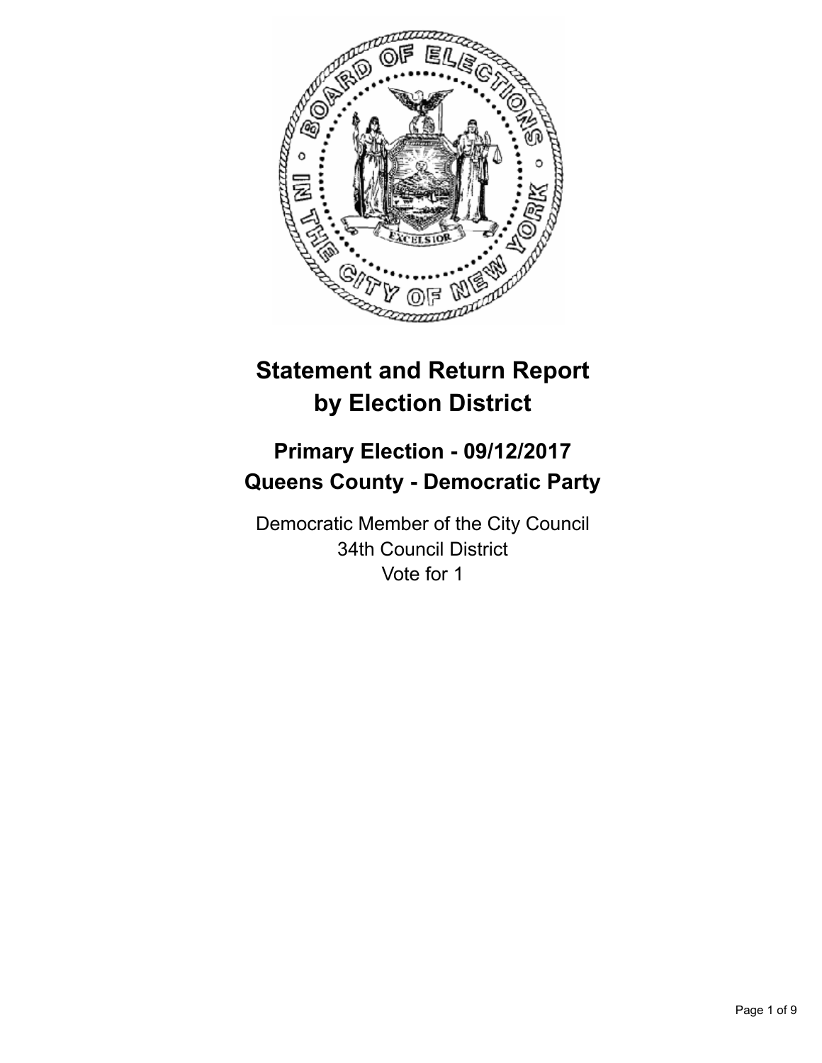# Statement and Return Report by Election District

## Primary Election - 09/12/2017
## Queens County - Democratic Party

Democratic Member of the City Council
34th Council District
Vote for 1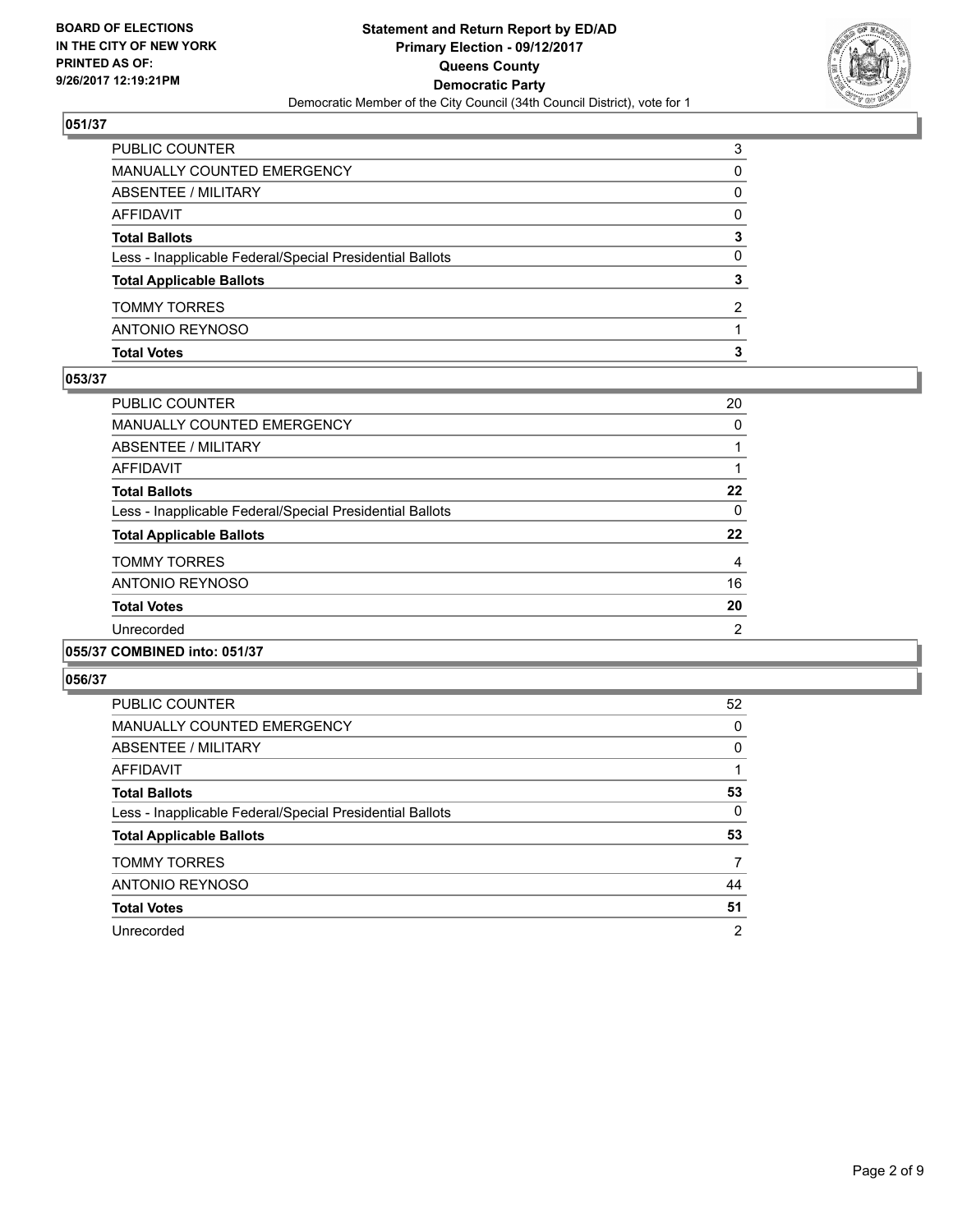**BOARD OF ELECTIONS IN THE CITY OF NEW YORK PRINTED AS OF: 9/26/2017 12:19:21PM**

**Statement and Return Report by ED/AD**
**Primary Election - 09/12/2017**
**Queens County**
**Democratic Party**
Democratic Member of the City Council (34th Council District), vote for 1

### 051/37

| | |
|---|---|
| PUBLIC COUNTER | 3 |
| MANUALLY COUNTED EMERGENCY | 0 |
| ABSENTEE / MILITARY | 0 |
| AFFIDAVIT | 0 |
| **Total Ballots** | **3** |
| Less - Inapplicable Federal/Special Presidential Ballots | 0 |
| **Total Applicable Ballots** | **3** |
| TOMMY TORRES | 2 |
| ANTONIO REYNOSO | 1 |
| **Total Votes** | **3** |

### 053/37

| | |
|---|---|
| PUBLIC COUNTER | 20 |
| MANUALLY COUNTED EMERGENCY | 0 |
| ABSENTEE / MILITARY | 1 |
| AFFIDAVIT | 1 |
| **Total Ballots** | **22** |
| Less - Inapplicable Federal/Special Presidential Ballots | 0 |
| **Total Applicable Ballots** | **22** |
| TOMMY TORRES | 4 |
| ANTONIO REYNOSO | 16 |
| **Total Votes** | **20** |
| Unrecorded | 2 |

### 055/37 COMBINED into: 051/37

### 056/37

| | |
|---|---|
| PUBLIC COUNTER | 52 |
| MANUALLY COUNTED EMERGENCY | 0 |
| ABSENTEE / MILITARY | 0 |
| AFFIDAVIT | 1 |
| **Total Ballots** | **53** |
| Less - Inapplicable Federal/Special Presidential Ballots | 0 |
| **Total Applicable Ballots** | **53** |
| TOMMY TORRES | 7 |
| ANTONIO REYNOSO | 44 |
| **Total Votes** | **51** |
| Unrecorded | 2 |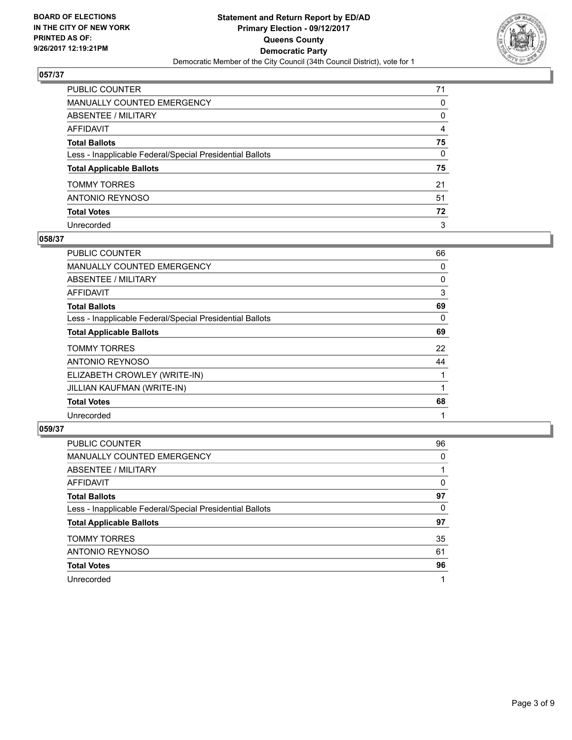BOARD OF ELECTIONS
IN THE CITY OF NEW YORK
PRINTED AS OF:
9/26/2017 12:19:21PM

**Statement and Return Report by ED/AD**
**Primary Election - 09/12/2017**
**Queens County**
**Democratic Party**
Democratic Member of the City Council (34th Council District), vote for 1

### 057/37

| | |
|---|---|
| PUBLIC COUNTER | 71 |
| MANUALLY COUNTED EMERGENCY | 0 |
| ABSENTEE / MILITARY | 0 |
| AFFIDAVIT | 4 |
| **Total Ballots** | **75** |
| Less - Inapplicable Federal/Special Presidential Ballots | 0 |
| **Total Applicable Ballots** | **75** |
| TOMMY TORRES | 21 |
| ANTONIO REYNOSO | 51 |
| **Total Votes** | **72** |
| Unrecorded | 3 |

### 058/37

| | |
|---|---|
| PUBLIC COUNTER | 66 |
| MANUALLY COUNTED EMERGENCY | 0 |
| ABSENTEE / MILITARY | 0 |
| AFFIDAVIT | 3 |
| **Total Ballots** | **69** |
| Less - Inapplicable Federal/Special Presidential Ballots | 0 |
| **Total Applicable Ballots** | **69** |
| TOMMY TORRES | 22 |
| ANTONIO REYNOSO | 44 |
| ELIZABETH CROWLEY (WRITE-IN) | 1 |
| JILLIAN KAUFMAN (WRITE-IN) | 1 |
| **Total Votes** | **68** |
| Unrecorded | 1 |

### 059/37

| | |
|---|---|
| PUBLIC COUNTER | 96 |
| MANUALLY COUNTED EMERGENCY | 0 |
| ABSENTEE / MILITARY | 1 |
| AFFIDAVIT | 0 |
| **Total Ballots** | **97** |
| Less - Inapplicable Federal/Special Presidential Ballots | 0 |
| **Total Applicable Ballots** | **97** |
| TOMMY TORRES | 35 |
| ANTONIO REYNOSO | 61 |
| **Total Votes** | **96** |
| Unrecorded | 1 |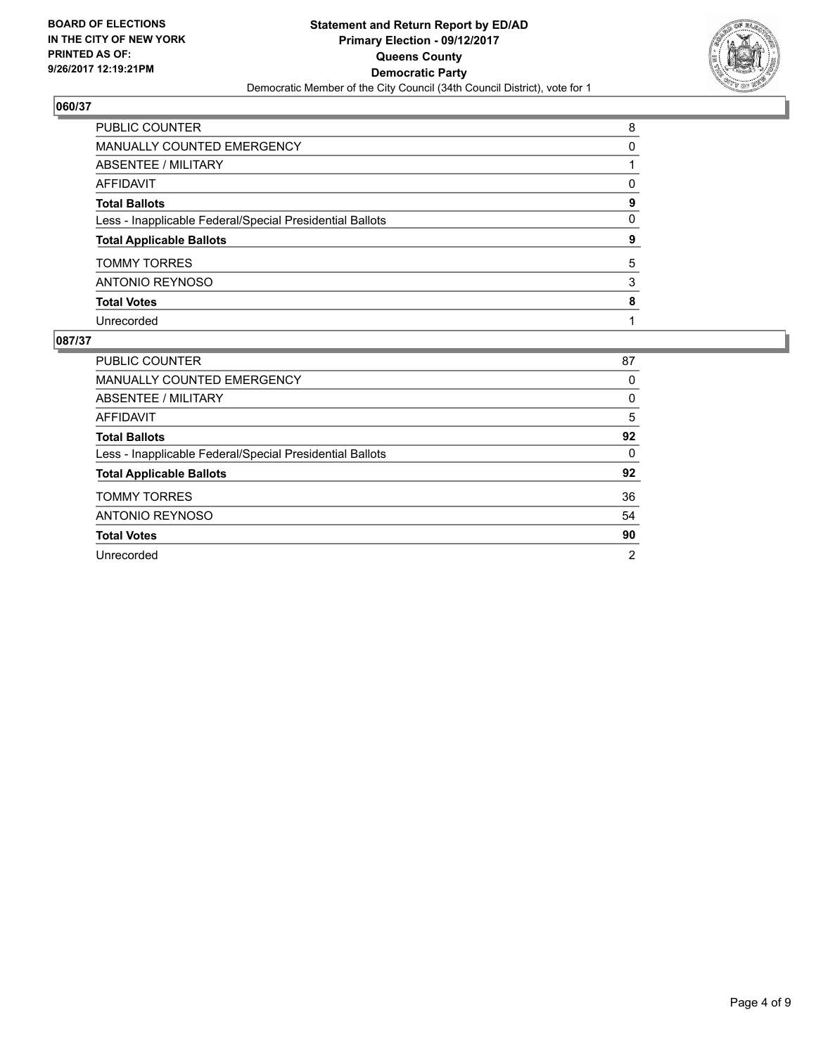**BOARD OF ELECTIONS IN THE CITY OF NEW YORK PRINTED AS OF: 9/26/2017 12:19:21PM**

**Statement and Return Report by ED/AD**
**Primary Election - 09/12/2017**
**Queens County**
**Democratic Party**
Democratic Member of the City Council (34th Council District), vote for 1

## 060/37

| | |
|---|---|
| PUBLIC COUNTER | 8 |
| MANUALLY COUNTED EMERGENCY | 0 |
| ABSENTEE / MILITARY | 1 |
| AFFIDAVIT | 0 |
| **Total Ballots** | **9** |
| Less - Inapplicable Federal/Special Presidential Ballots | 0 |
| **Total Applicable Ballots** | **9** |
| TOMMY TORRES | 5 |
| ANTONIO REYNOSO | 3 |
| **Total Votes** | **8** |
| Unrecorded | 1 |

## 087/37

| | |
|---|---|
| PUBLIC COUNTER | 87 |
| MANUALLY COUNTED EMERGENCY | 0 |
| ABSENTEE / MILITARY | 0 |
| AFFIDAVIT | 5 |
| **Total Ballots** | **92** |
| Less - Inapplicable Federal/Special Presidential Ballots | 0 |
| **Total Applicable Ballots** | **92** |
| TOMMY TORRES | 36 |
| ANTONIO REYNOSO | 54 |
| **Total Votes** | **90** |
| Unrecorded | 2 |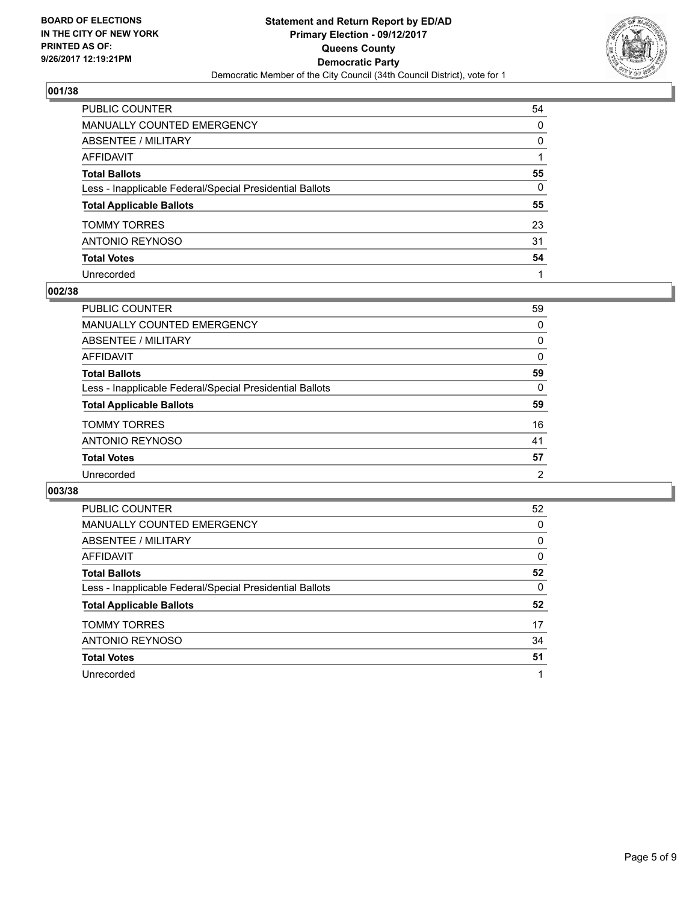**BOARD OF ELECTIONS IN THE CITY OF NEW YORK PRINTED AS OF: 9/26/2017 12:19:21PM**

**Statement and Return Report by ED/AD Primary Election - 09/12/2017 Queens County Democratic Party**

Democratic Member of the City Council (34th Council District), vote for 1

### 001/38

| | |
|---|---|
| PUBLIC COUNTER | 54 |
| MANUALLY COUNTED EMERGENCY | 0 |
| ABSENTEE / MILITARY | 0 |
| AFFIDAVIT | 1 |
| **Total Ballots** | **55** |
| Less - Inapplicable Federal/Special Presidential Ballots | 0 |
| **Total Applicable Ballots** | **55** |
| TOMMY TORRES | 23 |
| ANTONIO REYNOSO | 31 |
| **Total Votes** | **54** |
| Unrecorded | 1 |

### 002/38

| | |
|---|---|
| PUBLIC COUNTER | 59 |
| MANUALLY COUNTED EMERGENCY | 0 |
| ABSENTEE / MILITARY | 0 |
| AFFIDAVIT | 0 |
| **Total Ballots** | **59** |
| Less - Inapplicable Federal/Special Presidential Ballots | 0 |
| **Total Applicable Ballots** | **59** |
| TOMMY TORRES | 16 |
| ANTONIO REYNOSO | 41 |
| **Total Votes** | **57** |
| Unrecorded | 2 |

### 003/38

| | |
|---|---|
| PUBLIC COUNTER | 52 |
| MANUALLY COUNTED EMERGENCY | 0 |
| ABSENTEE / MILITARY | 0 |
| AFFIDAVIT | 0 |
| **Total Ballots** | **52** |
| Less - Inapplicable Federal/Special Presidential Ballots | 0 |
| **Total Applicable Ballots** | **52** |
| TOMMY TORRES | 17 |
| ANTONIO REYNOSO | 34 |
| **Total Votes** | **51** |
| Unrecorded | 1 |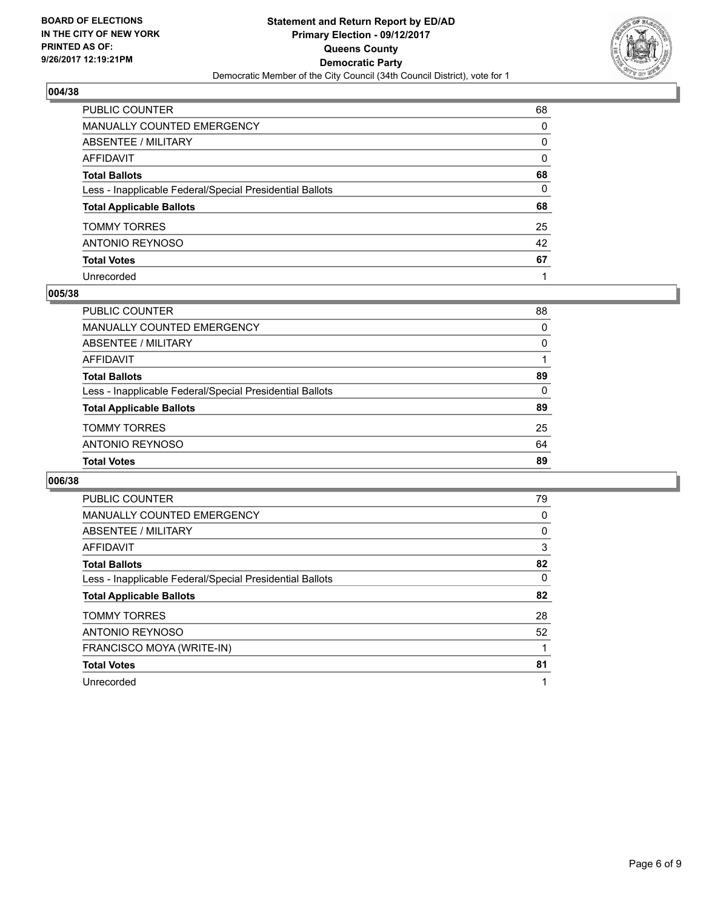**BOARD OF ELECTIONS IN THE CITY OF NEW YORK PRINTED AS OF: 9/26/2017 12:19:21PM**

**Statement and Return Report by ED/AD**
**Primary Election - 09/12/2017**
**Queens County**
**Democratic Party**
Democratic Member of the City Council (34th Council District), vote for 1

### 004/38

| | |
|---|---|
| PUBLIC COUNTER | 68 |
| MANUALLY COUNTED EMERGENCY | 0 |
| ABSENTEE / MILITARY | 0 |
| AFFIDAVIT | 0 |
| **Total Ballots** | **68** |
| Less - Inapplicable Federal/Special Presidential Ballots | 0 |
| **Total Applicable Ballots** | **68** |
| TOMMY TORRES | 25 |
| ANTONIO REYNOSO | 42 |
| **Total Votes** | **67** |
| Unrecorded | 1 |

### 005/38

| | |
|---|---|
| PUBLIC COUNTER | 88 |
| MANUALLY COUNTED EMERGENCY | 0 |
| ABSENTEE / MILITARY | 0 |
| AFFIDAVIT | 1 |
| **Total Ballots** | **89** |
| Less - Inapplicable Federal/Special Presidential Ballots | 0 |
| **Total Applicable Ballots** | **89** |
| TOMMY TORRES | 25 |
| ANTONIO REYNOSO | 64 |
| **Total Votes** | **89** |

### 006/38

| | |
|---|---|
| PUBLIC COUNTER | 79 |
| MANUALLY COUNTED EMERGENCY | 0 |
| ABSENTEE / MILITARY | 0 |
| AFFIDAVIT | 3 |
| **Total Ballots** | **82** |
| Less - Inapplicable Federal/Special Presidential Ballots | 0 |
| **Total Applicable Ballots** | **82** |
| TOMMY TORRES | 28 |
| ANTONIO REYNOSO | 52 |
| FRANCISCO MOYA (WRITE-IN) | 1 |
| **Total Votes** | **81** |
| Unrecorded | 1 |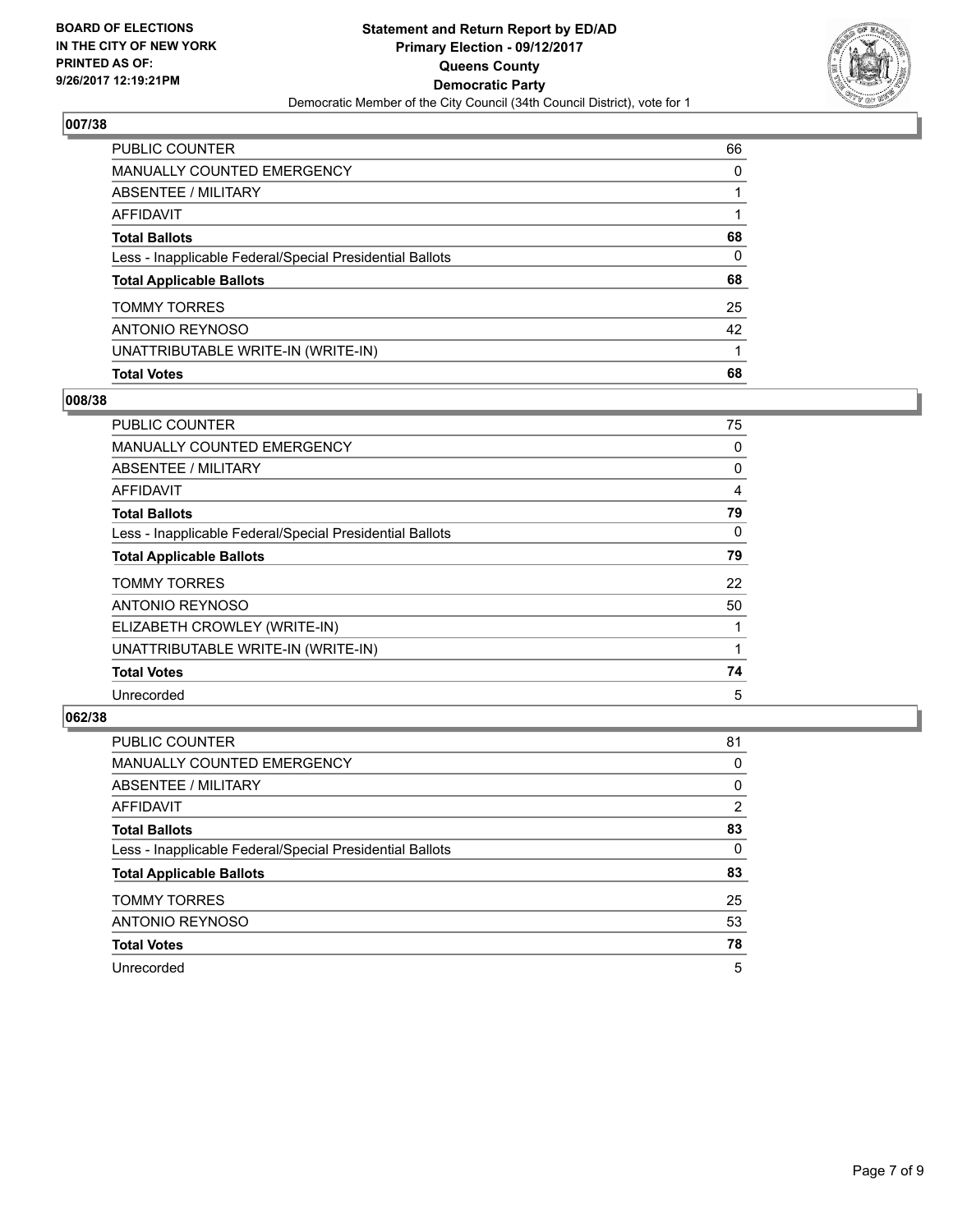**BOARD OF ELECTIONS IN THE CITY OF NEW YORK PRINTED AS OF: 9/26/2017 12:19:21PM**

**Statement and Return Report by ED/AD**
**Primary Election - 09/12/2017**
**Queens County**
**Democratic Party**
Democratic Member of the City Council (34th Council District), vote for 1

## 007/38

| | |
|---|---|
| PUBLIC COUNTER | 66 |
| MANUALLY COUNTED EMERGENCY | 0 |
| ABSENTEE / MILITARY | 1 |
| AFFIDAVIT | 1 |
| **Total Ballots** | **68** |
| Less - Inapplicable Federal/Special Presidential Ballots | 0 |
| **Total Applicable Ballots** | **68** |
| TOMMY TORRES | 25 |
| ANTONIO REYNOSO | 42 |
| UNATTRIBUTABLE WRITE-IN (WRITE-IN) | 1 |
| **Total Votes** | **68** |

## 008/38

| | |
|---|---|
| PUBLIC COUNTER | 75 |
| MANUALLY COUNTED EMERGENCY | 0 |
| ABSENTEE / MILITARY | 0 |
| AFFIDAVIT | 4 |
| **Total Ballots** | **79** |
| Less - Inapplicable Federal/Special Presidential Ballots | 0 |
| **Total Applicable Ballots** | **79** |
| TOMMY TORRES | 22 |
| ANTONIO REYNOSO | 50 |
| ELIZABETH CROWLEY (WRITE-IN) | 1 |
| UNATTRIBUTABLE WRITE-IN (WRITE-IN) | 1 |
| **Total Votes** | **74** |
| Unrecorded | 5 |

## 062/38

| | |
|---|---|
| PUBLIC COUNTER | 81 |
| MANUALLY COUNTED EMERGENCY | 0 |
| ABSENTEE / MILITARY | 0 |
| AFFIDAVIT | 2 |
| **Total Ballots** | **83** |
| Less - Inapplicable Federal/Special Presidential Ballots | 0 |
| **Total Applicable Ballots** | **83** |
| TOMMY TORRES | 25 |
| ANTONIO REYNOSO | 53 |
| **Total Votes** | **78** |
| Unrecorded | 5 |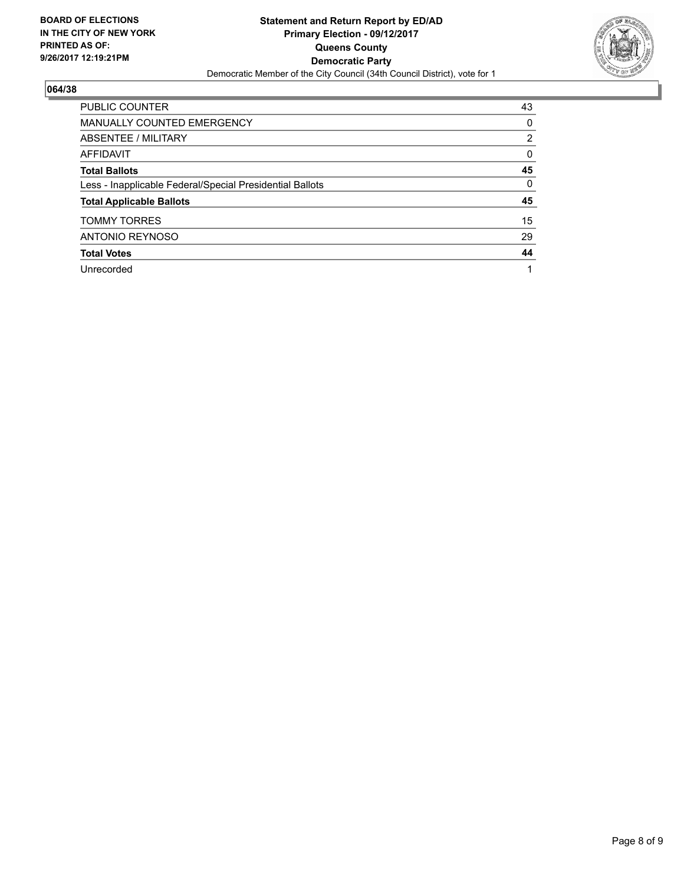**BOARD OF ELECTIONS IN THE CITY OF NEW YORK PRINTED AS OF: 9/26/2017 12:19:21PM**

**Statement and Return Report by ED/AD**
**Primary Election - 09/12/2017**
**Queens County**
**Democratic Party**
Democratic Member of the City Council (34th Council District), vote for 1

## 064/38

| | |
|---|---|
| PUBLIC COUNTER | 43 |
| MANUALLY COUNTED EMERGENCY | 0 |
| ABSENTEE / MILITARY | 2 |
| AFFIDAVIT | 0 |
| **Total Ballots** | **45** |
| Less - Inapplicable Federal/Special Presidential Ballots | 0 |
| **Total Applicable Ballots** | **45** |
| TOMMY TORRES | 15 |
| ANTONIO REYNOSO | 29 |
| **Total Votes** | **44** |
| Unrecorded | 1 |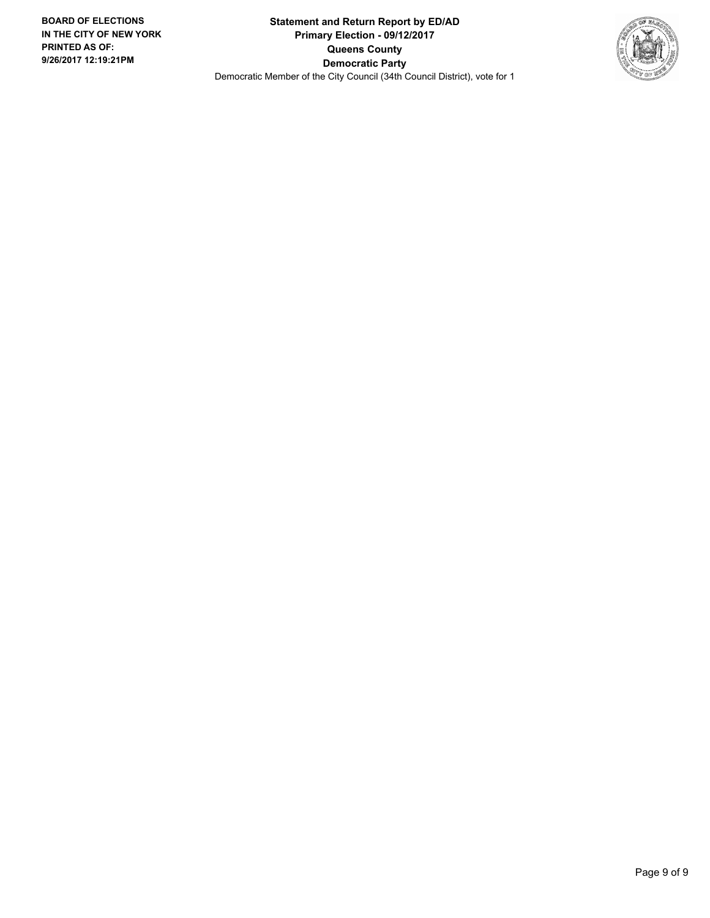**BOARD OF ELECTIONS**
**IN THE CITY OF NEW YORK**
**PRINTED AS OF:**
**9/26/2017 12:19:21PM**

**Statement and Return Report by ED/AD**
**Primary Election - 09/12/2017**
**Queens County**
**Democratic Party**
Democratic Member of the City Council (34th Council District), vote for 1